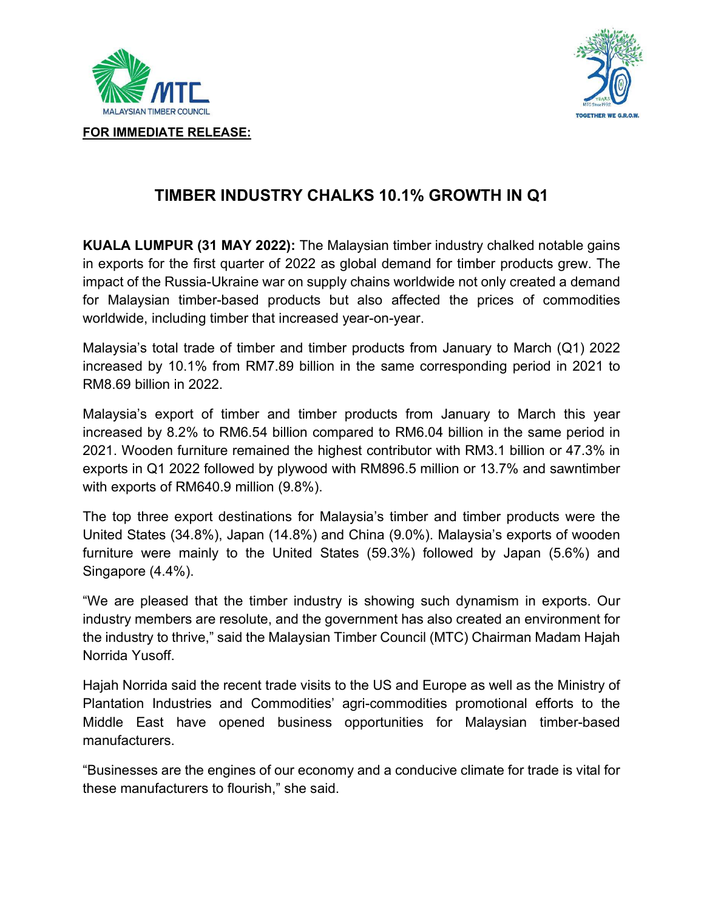MALAYSIAN TIMBER COUNCIL

**FOR IMMEDIATE RELEASE:**

# TIMBER INDUSTRY CHALKS 10.1% GROWTH IN Q1

**KUALA LUMPUR (31 MAY 2022):** The Malaysian timber industry chalked notable gains in exports for the first quarter of 2022 as global demand for timber products grew. The impact of the Russia-Ukraine war on supply chains worldwide not only created a demand for Malaysian timber-based products but also affected the prices of commodities worldwide, including timber that increased year-on-year.

Malaysia's total trade of timber and timber products from January to March (Q1) 2022 increased by 10.1% from RM7.89 billion in the same corresponding period in 2021 to RM8.69 billion in 2022.

Malaysia's export of timber and timber products from January to March this year increased by 8.2% to RM6.54 billion compared to RM6.04 billion in the same period in 2021. Wooden furniture remained the highest contributor with RM3.1 billion or 47.3% in exports in Q1 2022 followed by plywood with RM896.5 million or 13.7% and sawntimber with exports of RM640.9 million (9.8%).

The top three export destinations for Malaysia's timber and timber products were the United States (34.8%), Japan (14.8%) and China (9.0%). Malaysia's exports of wooden furniture were mainly to the United States (59.3%) followed by Japan (5.6%) and Singapore (4.4%).

"We are pleased that the timber industry is showing such dynamism in exports. Our industry members are resolute, and the government has also created an environment for the industry to thrive," said the Malaysian Timber Council (MTC) Chairman Madam Hajah Norrida Yusoff.

Hajah Norrida said the recent trade visits to the US and Europe as well as the Ministry of Plantation Industries and Commodities' agri-commodities promotional efforts to the Middle East have opened business opportunities for Malaysian timber-based manufacturers.

"Businesses are the engines of our economy and a conducive climate for trade is vital for these manufacturers to flourish," she said.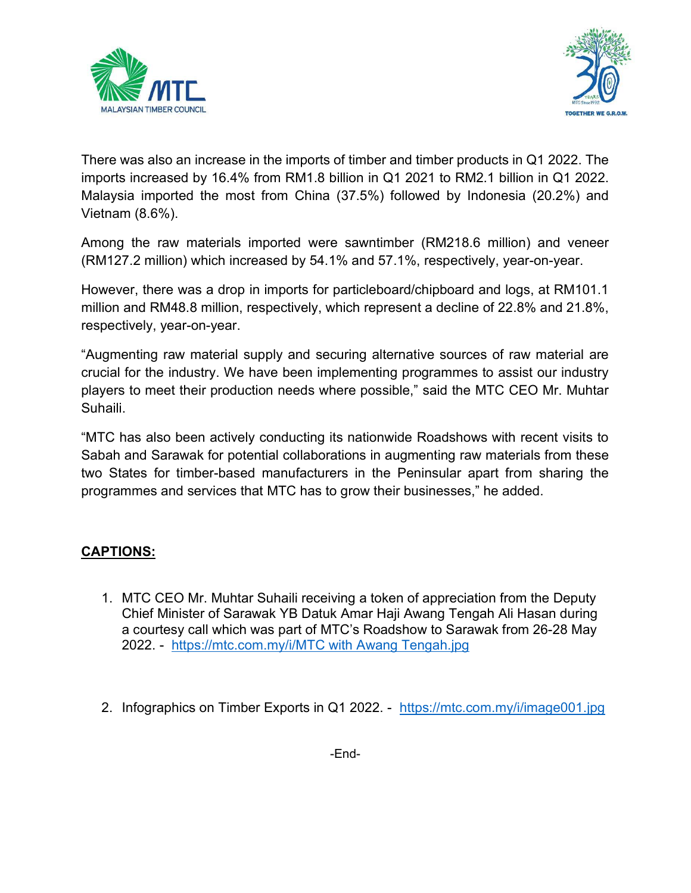There was also an increase in the imports of timber and timber products in Q1 2022. The imports increased by 16.4% from RM1.8 billion in Q1 2021 to RM2.1 billion in Q1 2022. Malaysia imported the most from China (37.5%) followed by Indonesia (20.2%) and Vietnam (8.6%).

Among the raw materials imported were sawntimber (RM218.6 million) and veneer (RM127.2 million) which increased by 54.1% and 57.1%, respectively, year-on-year.

However, there was a drop in imports for particleboard/chipboard and logs, at RM101.1 million and RM48.8 million, respectively, which represent a decline of 22.8% and 21.8%, respectively, year-on-year.

"Augmenting raw material supply and securing alternative sources of raw material are crucial for the industry. We have been implementing programmes to assist our industry players to meet their production needs where possible," said the MTC CEO Mr. Muhtar Suhaili.

"MTC has also been actively conducting its nationwide Roadshows with recent visits to Sabah and Sarawak for potential collaborations in augmenting raw materials from these two States for timber-based manufacturers in the Peninsular apart from sharing the programmes and services that MTC has to grow their businesses," he added.

**CAPTIONS:**

1. MTC CEO Mr. Muhtar Suhaili receiving a token of appreciation from the Deputy Chief Minister of Sarawak YB Datuk Amar Haji Awang Tengah Ali Hasan during a courtesy call which was part of MTC's Roadshow to Sarawak from 26-28 May 2022. - https://mtc.com.my/i/MTC with Awang Tengah.jpg

2. Infographics on Timber Exports in Q1 2022. - https://mtc.com.my/i/image001.jpg

-End-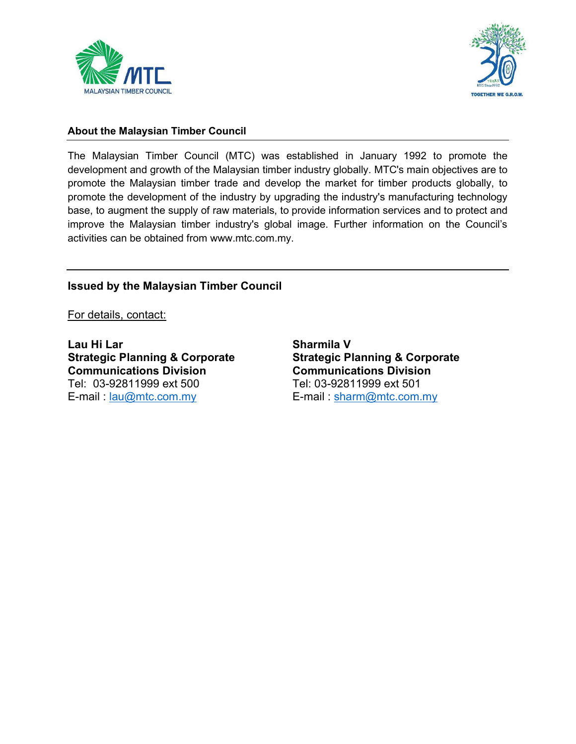## About the Malaysian Timber Council

The Malaysian Timber Council (MTC) was established in January 1992 to promote the development and growth of the Malaysian timber industry globally. MTC's main objectives are to promote the Malaysian timber trade and develop the market for timber products globally, to promote the development of the industry by upgrading the industry's manufacturing technology base, to augment the supply of raw materials, to provide information services and to protect and improve the Malaysian timber industry's global image. Further information on the Council's activities can be obtained from www.mtc.com.my.

---

## Issued by the Malaysian Timber Council

For details, contact:

**Lau Hi Lar**
**Strategic Planning & Corporate Communications Division**
Tel: 03-92811999 ext 500
E-mail : lau@mtc.com.my

**Sharmila V**
**Strategic Planning & Corporate Communications Division**
Tel: 03-92811999 ext 501
E-mail : sharm@mtc.com.my